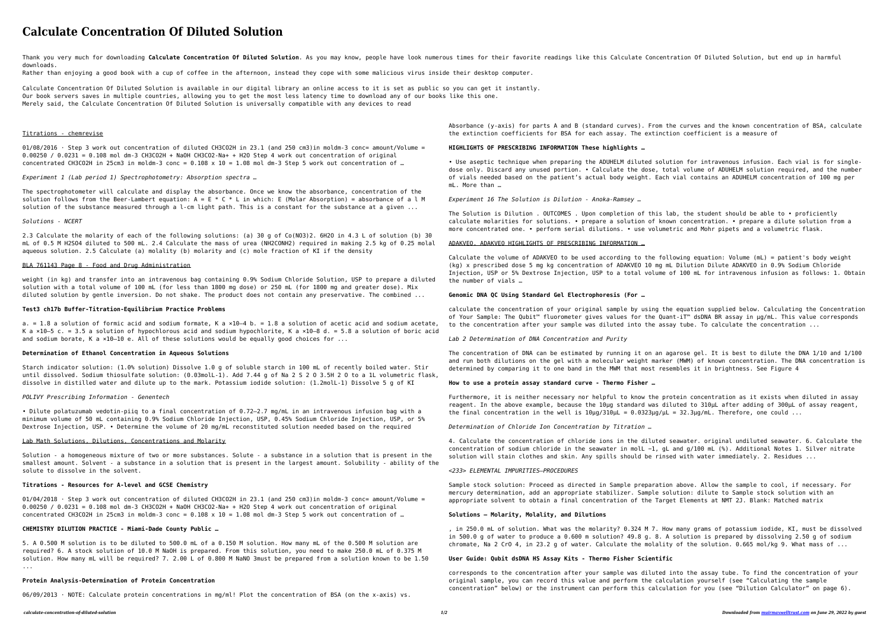# Calculate Concentration Of Diluted Solution

Thank you very much for downloading **Calculate Concentration Of Diluted Solution**. As you may know, people have look numerous times for their favorite readings like this Calculate Concentration Of Diluted Solution, but end up in harmful downloads.
Rather than enjoying a good book with a cup of coffee in the afternoon, instead they cope with some malicious virus inside their desktop computer.

Calculate Concentration Of Diluted Solution is available in our digital library an online access to it is set as public so you can get it instantly.
Our book servers saves in multiple countries, allowing you to get the most less latency time to download any of our books like this one.
Merely said, the Calculate Concentration Of Diluted Solution is universally compatible with any devices to read

Titrations - chemrevise

01/08/2016 · Step 3 work out concentration of diluted $CH_3CO_2H$ in 23.1 (and 250 cm3)in moldm-3 conc= amount/Volume = 0.00250 / 0.0231 = 0.108 mol dm-3 $CH_3CO_2H$ + NaOH $CH_3CO_2$-Na+ + $H_2O$ Step 4 work out concentration of original concentrated $CH_3CO_2H$ in 25cm3 in moldm-3 conc = 0.108 x 10 = 1.08 mol dm-3 Step 5 work out concentration of …

*Experiment 1 (Lab period 1) Spectrophotometry: Absorption spectra …*

The spectrophotometer will calculate and display the absorbance. Once we know the absorbance, concentration of the solution follows from the Beer-Lambert equation: A = E * C * L in which: E (Molar Absorption) = absorbance of a l M solution of the substance measured through a l-cm light path. This is a constant for the substance at a given ...

*Solutions - NCERT*

2.3 Calculate the molarity of each of the following solutions: (a) 30 g of $Co(NO_3)_2 \cdot 6H_2O$ in 4.3 L of solution (b) 30 mL of 0.5 M $H_2SO_4$ diluted to 500 mL. 2.4 Calculate the mass of urea ($NH_2CONH_2$) required in making 2.5 kg of 0.25 molal aqueous solution. 2.5 Calculate (a) molality (b) molarity and (c) mole fraction of KI if the density

BLA 761143 Page 8 - Food and Drug Administration

weight (in kg) and transfer into an intravenous bag containing 0.9% Sodium Chloride Solution, USP to prepare a diluted solution with a total volume of 100 mL (for less than 1800 mg dose) or 250 mL (for 1800 mg and greater dose). Mix diluted solution by gentle inversion. Do not shake. The product does not contain any preservative. The combined ...

**Test3 ch17b Buffer-Titration-Equilibrium Practice Problems**

a. = 1.8 a solution of formic acid and sodium formate, K a ×10–4 b. = 1.8 a solution of acetic acid and sodium acetate, K a ×10–5 c. = 3.5 a solution of hypochlorous acid and sodium hypochlorite, K a ×10–8 d. = 5.8 a solution of boric acid and sodium borate, K a ×10–10 e. All of these solutions would be equally good choices for ...

**Determination of Ethanol Concentration in Aqueous Solutions**

Starch indicator solution: (1.0% solution) Dissolve 1.0 g of soluble starch in 100 mL of recently boiled water. Stir until dissolved. Sodium thiosulfate solution: (0.03molL-1). Add 7.44 g of $Na_2S_2O_3 \cdot 5H_2O$ to a 1L volumetric flask, dissolve in distilled water and dilute up to the mark. Potassium iodide solution: (1.2molL-1) Dissolve 5 g of KI

*POLIVY Prescribing Information - Genentech*

• Dilute polatuzumab vedotin-piiq to a final concentration of 0.72–2.7 mg/mL in an intravenous infusion bag with a minimum volume of 50 mL containing 0.9% Sodium Chloride Injection, USP, 0.45% Sodium Chloride Injection, USP, or 5% Dextrose Injection, USP. • Determine the volume of 20 mg/mL reconstituted solution needed based on the required

Lab Math Solutions, Dilutions, Concentrations and Molarity

Solution - a homogeneous mixture of two or more substances. Solute - a substance in a solution that is present in the smallest amount. Solvent - a substance in a solution that is present in the largest amount. Solubility - ability of the solute to dissolve in the solvent.

**Titrations - Resources for A-level and GCSE Chemistry**

01/04/2018 · Step 3 work out concentration of diluted $CH_3CO_2H$ in 23.1 (and 250 cm3)in moldm-3 conc= amount/Volume = 0.00250 / 0.0231 = 0.108 mol dm-3 $CH_3CO_2H$ + NaOH $CH_3CO_2$-Na+ + $H_2O$ Step 4 work out concentration of original concentrated $CH_3CO_2H$ in 25cm3 in moldm-3 conc = 0.108 x 10 = 1.08 mol dm-3 Step 5 work out concentration of …

**CHEMISTRY DILUTION PRACTICE - Miami-Dade County Public …**

5. A 0.500 M solution is to be diluted to 500.0 mL of a 0.150 M solution. How many mL of the 0.500 M solution are required? 6. A stock solution of 10.0 M NaOH is prepared. From this solution, you need to make 250.0 mL of 0.375 M solution. How many mL will be required? 7. 2.00 L of 0.800 M NaNO 3must be prepared from a solution known to be 1.50 ...

**Protein Analysis-Determination of Protein Concentration**

06/09/2013 · NOTE: Calculate protein concentrations in mg/ml! Plot the concentration of BSA (on the x-axis) vs. Absorbance (y-axis) for parts A and B (standard curves). From the curves and the known concentration of BSA, calculate the extinction coefficients for BSA for each assay. The extinction coefficient is a measure of

**HIGHLIGHTS OF PRESCRIBING INFORMATION These highlights …**

• Use aseptic technique when preparing the ADUHELM diluted solution for intravenous infusion. Each vial is for single-dose only. Discard any unused portion. • Calculate the dose, total volume of ADUHELM solution required, and the number of vials needed based on the patient's actual body weight. Each vial contains an ADUHELM concentration of 100 mg per mL. More than …

*Experiment 16 The Solution is Dilution - Anoka-Ramsey …*

The Solution is Dilution . OUTCOMES . Upon completion of this lab, the student should be able to • proficiently calculate molarities for solutions. • prepare a solution of known concentration. • prepare a dilute solution from a more concentrated one. • perform serial dilutions. • use volumetric and Mohr pipets and a volumetric flask.

ADAKVEO, ADAKVEO HIGHLIGHTS OF PRESCRIBING INFORMATION …

Calculate the volume of ADAKVEO to be used according to the following equation: Volume (mL) = patient's body weight (kg) x prescribed dose 5 mg kg concentration of ADAKVEO 10 mg mL Dilution Dilute ADAKVEO in 0.9% Sodium Chloride Injection, USP or 5% Dextrose Injection, USP to a total volume of 100 mL for intravenous infusion as follows: 1. Obtain the number of vials …

**Genomic DNA QC Using Standard Gel Electrophoresis (For …**

calculate the concentration of your original sample by using the equation supplied below. Calculating the Concentration of Your Sample: The Qubit™ fluorometer gives values for the Quant-iT™ dsDNA BR assay in µg/mL. This value corresponds to the concentration after your sample was diluted into the assay tube. To calculate the concentration ...

*Lab 2 Determination of DNA Concentration and Purity*

The concentration of DNA can be estimated by running it on an agarose gel. It is best to dilute the DNA 1/10 and 1/100 and run both dilutions on the gel with a molecular weight marker (MWM) of known concentration. The DNA concentration is determined by comparing it to one band in the MWM that most resembles it in brightness. See Figure 4

**How to use a protein assay standard curve - Thermo Fisher …**

Furthermore, it is neither necessary nor helpful to know the protein concentration as it exists when diluted in assay reagent. In the above example, because the 10µg standard was diluted to 310µL after adding of 300µL of assay reagent, the final concentration in the well is 10µg/310µL = 0.0323µg/µL = 32.3µg/mL. Therefore, one could ...

*Determination of Chloride Ion Concentration by Titration …*

4. Calculate the concentration of chloride ions in the diluted seawater. original undiluted seawater. 6. Calculate the concentration of sodium chloride in the seawater in molL −1, gL and g/100 mL (%). Additional Notes 1. Silver nitrate solution will stain clothes and skin. Any spills should be rinsed with water immediately. 2. Residues ...

*<233> ELEMENTAL IMPURITIES—PROCEDURES*

Sample stock solution: Proceed as directed in Sample preparation above. Allow the sample to cool, if necessary. For mercury determination, add an appropriate stabilizer. Sample solution: dilute to Sample stock solution with an appropriate solvent to obtain a final concentration of the Target Elements at NMT 2J. Blank: Matched matrix

**Solutions – Molarity, Molality, and Dilutions**

, in 250.0 mL of solution. What was the molarity? 0.324 M 7. How many grams of potassium iodide, KI, must be dissolved in 500.0 g of water to produce a 0.600 m solution? 49.8 g. 8. A solution is prepared by dissolving 2.50 g of sodium chromate, $Na_2CrO_4$, in 23.2 g of water. Calculate the molality of the solution. 0.665 mol/kg 9. What mass of ...

**User Guide: Qubit dsDNA HS Assay Kits - Thermo Fisher Scientific**

corresponds to the concentration after your sample was diluted into the assay tube. To find the concentration of your original sample, you can record this value and perform the calculation yourself (see "Calculating the sample concentration" below) or the instrument can perform this calculation for you (see "Dilution Calculator" on page 6).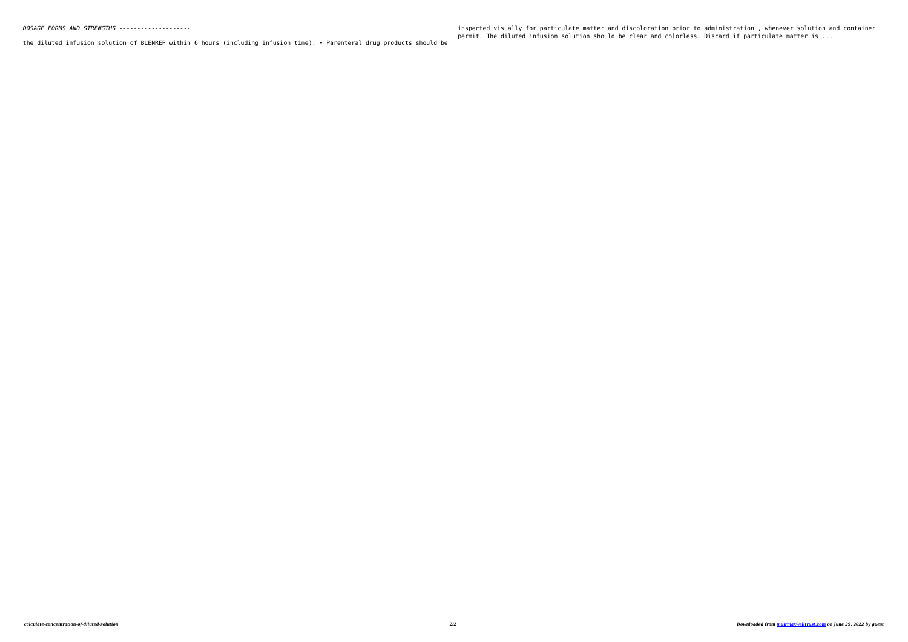*DOSAGE FORMS AND STRENGTHS --------------------*

the diluted infusion solution of BLENREP within 6 hours (including infusion time). • Parenteral drug products should be inspected visually for particulate matter and discoloration prior to administration , whenever solution and container permit. The diluted infusion solution should be clear and colorless. Discard if particulate matter is ...